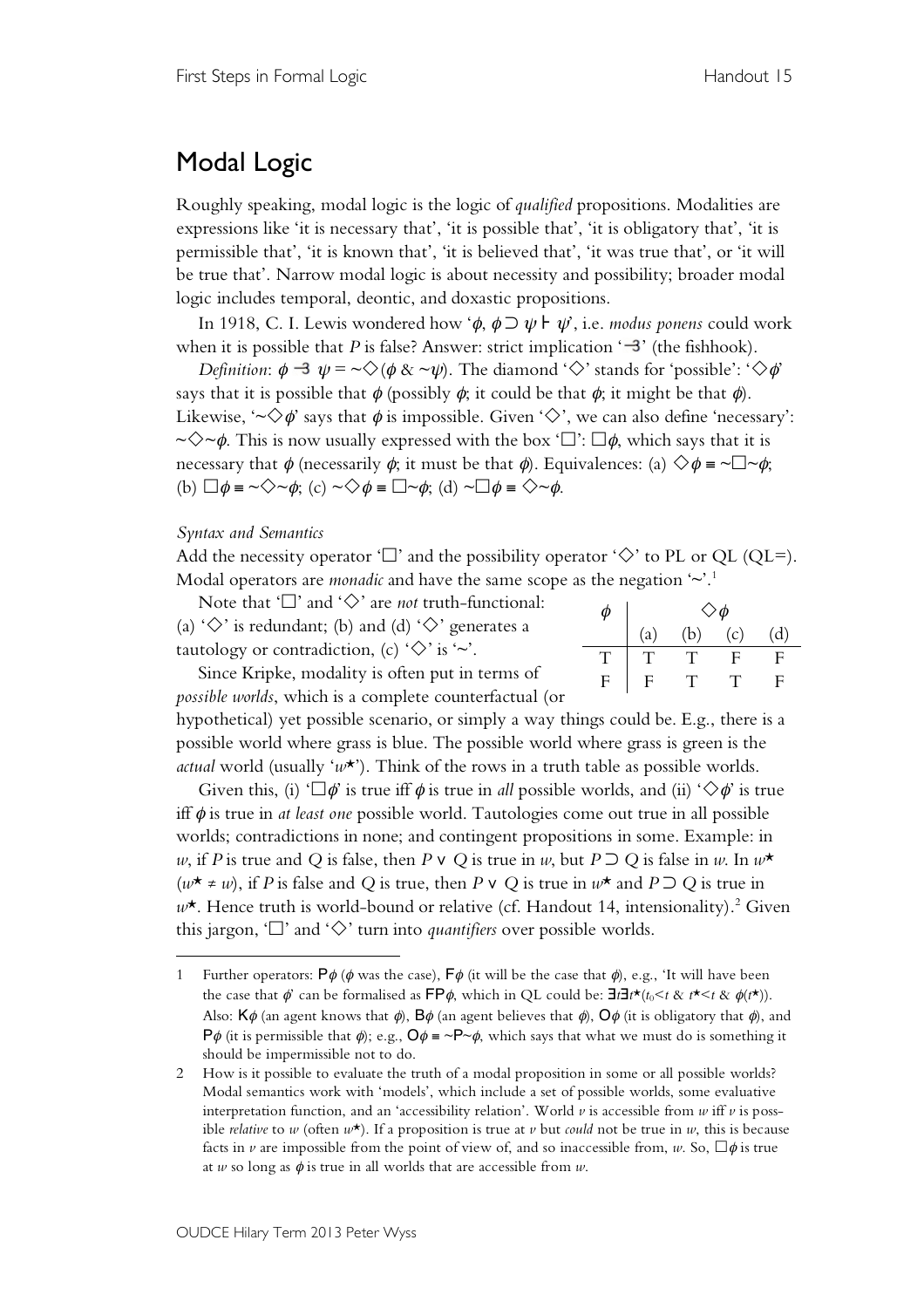# Modal Logic

Roughly speaking, modal logic is the logic of *qualified* propositions. Modalities are expressions like 'it is necessary that', 'it is possible that', 'it is obligatory that', 'it is permissible that', 'it is known that', 'it is believed that', 'it was true that', or 'it will be true that'. Narrow modal logic is about necessity and possibility; broader modal logic includes temporal, deontic, and doxastic propositions.

In 1918, C. I. Lewis wondered how '$\phi$, $\phi \supset \psi \vdash \psi$', i.e. *modus ponens* could work when it is possible that $P$ is false? Answer: strict implication '$-\!\!3$' (the fishhook).

*Definition*: $\phi -\!\!3\ \psi = {\sim}\Diamond(\phi \ \& \ {\sim}\psi)$. The diamond '$\Diamond$' stands for 'possible': '$\Diamond\phi$' says that it is possible that $\phi$ (possibly $\phi$; it could be that $\phi$; it might be that $\phi$). Likewise, '${\sim}\Diamond\phi$' says that $\phi$ is impossible. Given '$\Diamond$', we can also define 'necessary': ${\sim}\Diamond{\sim}\phi$. This is now usually expressed with the box '$\Box$': $\Box\phi$, which says that it is necessary that $\phi$ (necessarily $\phi$; it must be that $\phi$). Equivalences: (a) $\Diamond\phi \equiv {\sim}\Box{\sim}\phi$; (b) $\Box\phi \equiv {\sim}\Diamond{\sim}\phi$; (c) ${\sim}\Diamond\phi \equiv \Box{\sim}\phi$; (d) ${\sim}\Box\phi \equiv \Diamond{\sim}\phi$.

*Syntax and Semantics*

Add the necessity operator '$\Box$' and the possibility operator '$\Diamond$' to PL or QL (QL=). Modal operators are *monadic* and have the same scope as the negation '$\sim$'.[1]

Note that '$\Box$' and '$\Diamond$' are *not* truth-functional: (a) '$\Diamond$' is redundant; (b) and (d) '$\Diamond$' generates a tautology or contradiction, (c) '$\Diamond$' is '$\sim$'.

| $\phi$ | $\Diamond\phi$ | | | |
|---|---|---|---|---|
| | (a) | (b) | (c) | (d) |
| T | T | T | F | F |
| F | F | T | T | F |

Since Kripke, modality is often put in terms of *possible worlds*, which is a complete counterfactual (or hypothetical) yet possible scenario, or simply a way things could be. E.g., there is a possible world where grass is blue. The possible world where grass is green is the *actual* world (usually '$w^\star$'). Think of the rows in a truth table as possible worlds.

Given this, (i) '$\Box\phi$' is true iff $\phi$ is true in *all* possible worlds, and (ii) '$\Diamond\phi$' is true iff $\phi$ is true in *at least one* possible world. Tautologies come out true in all possible worlds; contradictions in none; and contingent propositions in some. Example: in $w$, if $P$ is true and $Q$ is false, then $P \vee Q$ is true in $w$, but $P \supset Q$ is false in $w$. In $w^\star$ ($w^\star \neq w$), if $P$ is false and $Q$ is true, then $P \vee Q$ is true in $w^\star$ and $P \supset Q$ is true in $w^\star$. Hence truth is world-bound or relative (cf. Handout 14, intensionality).[2] Given this jargon, '$\Box$' and '$\Diamond$' turn into *quantifiers* over possible worlds.

---

1 Further operators: $\mathsf{P}\phi$ ($\phi$ was the case), $\mathsf{F}\phi$ (it will be the case that $\phi$), e.g., 'It will have been the case that $\phi$' can be formalised as $\mathsf{FP}\phi$, which in QL could be: $\exists t \exists t^\star(t_0 < t \ \& \ t^\star < t \ \& \ \phi(t^\star))$. Also: $\mathsf{K}\phi$ (an agent knows that $\phi$), $\mathsf{B}\phi$ (an agent believes that $\phi$), $\mathsf{O}\phi$ (it is obligatory that $\phi$), and $\mathsf{P}\phi$ (it is permissible that $\phi$); e.g., $\mathsf{O}\phi \equiv {\sim}\mathsf{P}{\sim}\phi$, which says that what we must do is something it should be impermissible not to do.

2 How is it possible to evaluate the truth of a modal proposition in some or all possible worlds? Modal semantics work with 'models', which include a set of possible worlds, some evaluative interpretation function, and an 'accessibility relation'. World $v$ is accessible from $w$ iff $v$ is possible *relative* to $w$ (often $w^\star$). If a proposition is true at $v$ but *could* not be true in $w$, this is because facts in $v$ are impossible from the point of view of, and so inaccessible from, $w$. So, $\Box\phi$ is true at $w$ so long as $\phi$ is true in all worlds that are accessible from $w$.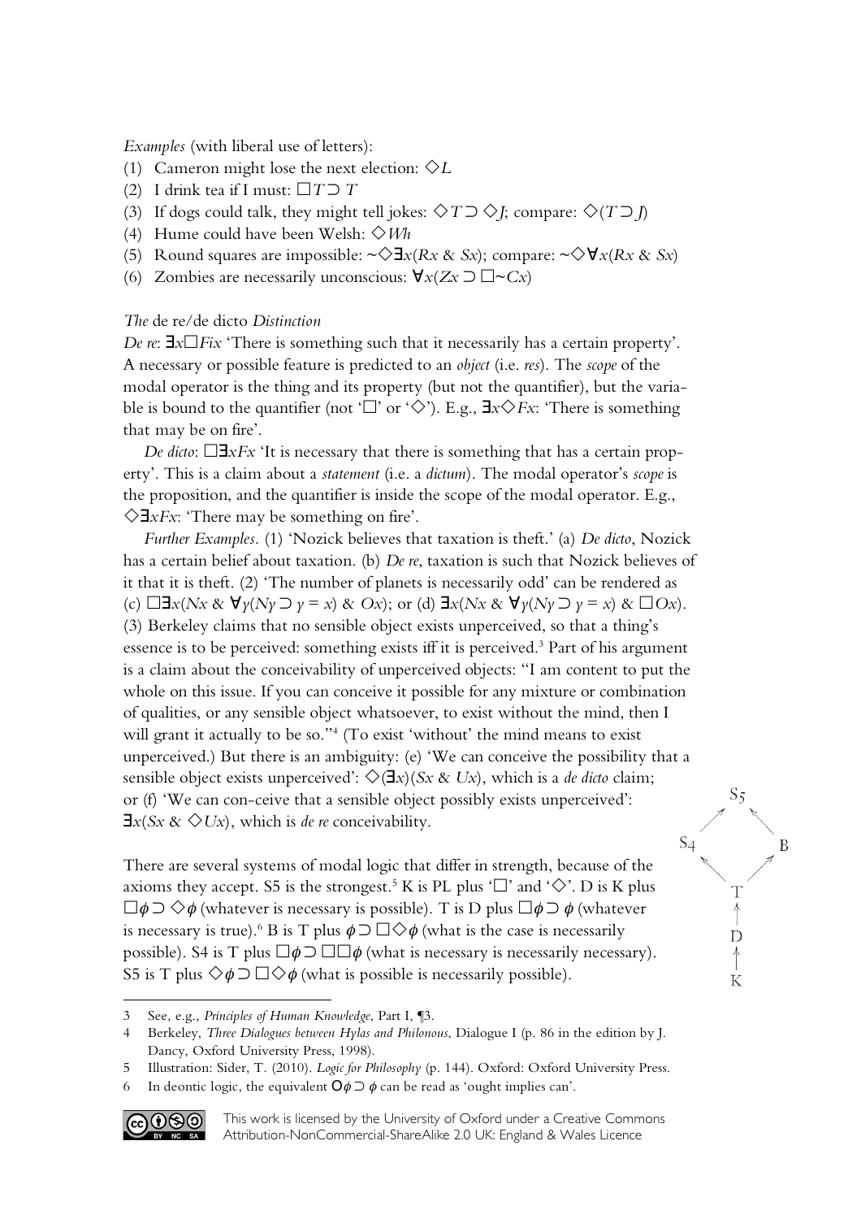*Examples* (with liberal use of letters):

1. Cameron might lose the next election: $\Diamond L$
2. I drink tea if I must: $\Box T \supset T$
3. If dogs could talk, they might tell jokes: $\Diamond T \supset \Diamond J$; compare: $\Diamond (T \supset J)$
4. Hume could have been Welsh: $\Diamond Wh$
5. Round squares are impossible: $\sim\Diamond\exists x(Rx \;\&\; Sx)$; compare: $\sim\Diamond\forall x(Rx \;\&\; Sx)$
6. Zombies are necessarily unconscious: $\forall x(Zx \supset \Box{\sim}Cx)$

*The* de re/de dicto *Distinction*

*De re*: $\exists x\Box Fix$ 'There is something such that it necessarily has a certain property'. A necessary or possible feature is predicted to an *object* (i.e. *res*). The *scope* of the modal operator is the thing and its property (but not the quantifier), but the variable is bound to the quantifier (not '$\Box$' or '$\Diamond$'). E.g., $\exists x\Diamond Fx$: 'There is something that may be on fire'.

*De dicto*: $\Box\exists xFx$ 'It is necessary that there is something that has a certain property'. This is a claim about a *statement* (i.e. a *dictum*). The modal operator's *scope* is the proposition, and the quantifier is inside the scope of the modal operator. E.g., $\Diamond\exists xFx$: 'There may be something on fire'.

*Further Examples*. (1) 'Nozick believes that taxation is theft.' (a) *De dicto*, Nozick has a certain belief about taxation. (b) *De re*, taxation is such that Nozick believes of it that it is theft. (2) 'The number of planets is necessarily odd' can be rendered as (c) $\Box\exists x(Nx \;\&\; \forall y(Ny \supset y = x) \;\&\; Ox)$; or (d) $\exists x(Nx \;\&\; \forall y(Ny \supset y = x) \;\&\; \Box Ox)$. (3) Berkeley claims that no sensible object exists unperceived, so that a thing's essence is to be perceived: something exists iff it is perceived.[3] Part of his argument is a claim about the conceivability of unperceived objects: "I am content to put the whole on this issue. If you can conceive it possible for any mixture or combination of qualities, or any sensible object whatsoever, to exist without the mind, then I will grant it actually to be so."[4] (To exist 'without' the mind means to exist unperceived.) But there is an ambiguity: (e) 'We can conceive the possibility that a sensible object exists unperceived': $\Diamond(\exists x)(Sx \;\&\; Ux)$, which is a *de dicto* claim; or (f) 'We can con-ceive that a sensible object possibly exists unperceived': $\exists x(Sx \;\&\; \Diamond Ux)$, which is *de re* conceivability.

There are several systems of modal logic that differ in strength, because of the axioms they accept. S5 is the strongest.[5] K is PL plus '$\Box$' and '$\Diamond$'. D is K plus $\Box\phi \supset \Diamond\phi$ (whatever is necessary is possible). T is D plus $\Box\phi \supset \phi$ (whatever is necessary is true).[6] B is T plus $\phi \supset \Box\Diamond\phi$ (what is the case is necessarily possible). S4 is T plus $\Box\phi \supset \Box\Box\phi$ (what is necessary is necessarily necessary). S5 is T plus $\Diamond\phi \supset \Box\Diamond\phi$ (what is possible is necessarily possible).

S5

S4 B

T

D

K

---

3 See, e.g., *Principles of Human Knowledge*, Part I, ¶3.

4 Berkeley, *Three Dialogues between Hylas and Philonous*, Dialogue I (p. 86 in the edition by J. Dancy, Oxford University Press, 1998).

5 Illustration: Sider, T. (2010). *Logic for Philosophy* (p. 144). Oxford: Oxford University Press.

6 In deontic logic, the equivalent $O\phi \supset \phi$ can be read as 'ought implies can'.

This work is licensed by the University of Oxford under a Creative Commons Attribution-NonCommercial-ShareAlike 2.0 UK: England & Wales Licence